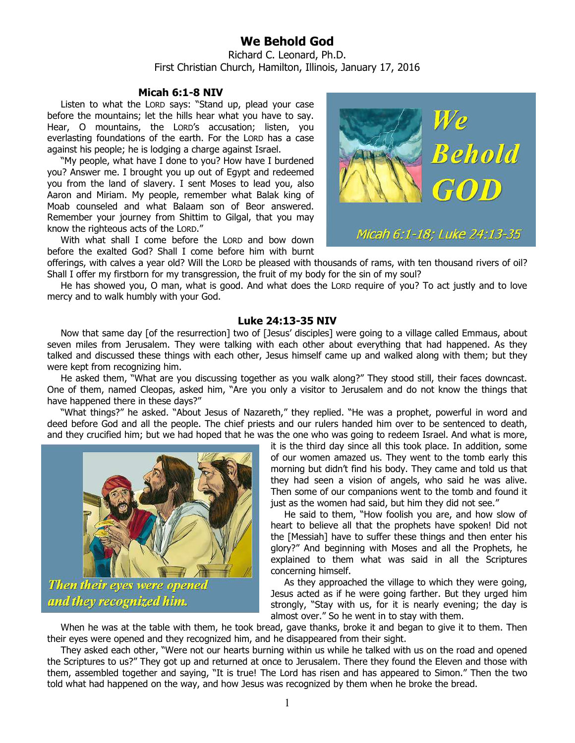# We Behold God

Richard C. Leonard, Ph.D.
First Christian Church, Hamilton, Illinois, January 17, 2016

### Micah 6:1-8 NIV

Listen to what the LORD says: "Stand up, plead your case before the mountains; let the hills hear what you have to say. Hear, O mountains, the LORD's accusation; listen, you everlasting foundations of the earth. For the LORD has a case against his people; he is lodging a charge against Israel.

"My people, what have I done to you? How have I burdened you? Answer me. I brought you up out of Egypt and redeemed you from the land of slavery. I sent Moses to lead you, also Aaron and Miriam. My people, remember what Balak king of Moab counseled and what Balaam son of Beor answered. Remember your journey from Shittim to Gilgal, that you may know the righteous acts of the LORD."

With what shall I come before the LORD and bow down before the exalted God? Shall I come before him with burnt offerings, with calves a year old? Will the LORD be pleased with thousands of rams, with ten thousand rivers of oil? Shall I offer my firstborn for my transgression, the fruit of my body for the sin of my soul?

He has showed you, O man, what is good. And what does the LORD require of you? To act justly and to love mercy and to walk humbly with your God.

### Luke 24:13-35 NIV

Now that same day [of the resurrection] two of [Jesus' disciples] were going to a village called Emmaus, about seven miles from Jerusalem. They were talking with each other about everything that had happened. As they talked and discussed these things with each other, Jesus himself came up and walked along with them; but they were kept from recognizing him.

He asked them, "What are you discussing together as you walk along?" They stood still, their faces downcast. One of them, named Cleopas, asked him, "Are you only a visitor to Jerusalem and do not know the things that have happened there in these days?"

"What things?" he asked. "About Jesus of Nazareth," they replied. "He was a prophet, powerful in word and deed before God and all the people. The chief priests and our rulers handed him over to be sentenced to death, and they crucified him; but we had hoped that he was the one who was going to redeem Israel. And what is more, it is the third day since all this took place. In addition, some of our women amazed us. They went to the tomb early this morning but didn't find his body. They came and told us that they had seen a vision of angels, who said he was alive. Then some of our companions went to the tomb and found it just as the women had said, but him they did not see."

He said to them, "How foolish you are, and how slow of heart to believe all that the prophets have spoken! Did not the [Messiah] have to suffer these things and then enter his glory?" And beginning with Moses and all the Prophets, he explained to them what was said in all the Scriptures concerning himself.

As they approached the village to which they were going, Jesus acted as if he were going farther. But they urged him strongly, "Stay with us, for it is nearly evening; the day is almost over." So he went in to stay with them.

*Then their eyes were opened and they recognized him.*

When he was at the table with them, he took bread, gave thanks, broke it and began to give it to them. Then their eyes were opened and they recognized him, and he disappeared from their sight.

They asked each other, "Were not our hearts burning within us while he talked with us on the road and opened the Scriptures to us?" They got up and returned at once to Jerusalem. There they found the Eleven and those with them, assembled together and saying, "It is true! The Lord has risen and has appeared to Simon." Then the two told what had happened on the way, and how Jesus was recognized by them when he broke the bread.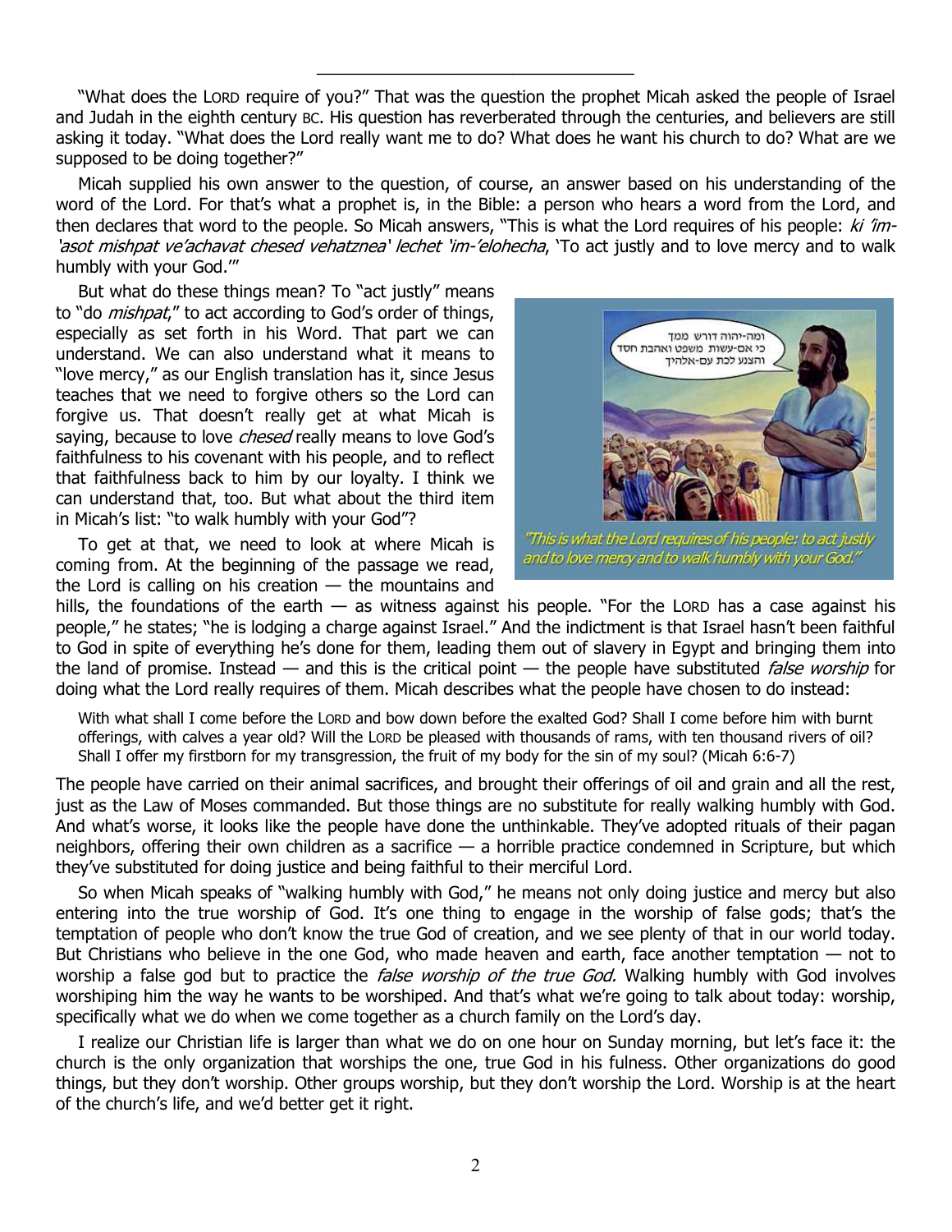"What does the LORD require of you?" That was the question the prophet Micah asked the people of Israel and Judah in the eighth century BC. His question has reverberated through the centuries, and believers are still asking it today. "What does the Lord really want me to do? What does he want his church to do? What are we supposed to be doing together?"

Micah supplied his own answer to the question, of course, an answer based on his understanding of the word of the Lord. For that's what a prophet is, in the Bible: a person who hears a word from the Lord, and then declares that word to the people. So Micah answers, "This is what the Lord requires of his people: *ki 'im-'asot mishpat ve'achavat chesed vehatznea' lechet 'im-'elohecha*, 'To act justly and to love mercy and to walk humbly with your God.'"

But what do these things mean? To "act justly" means to "do *mishpat*," to act according to God's order of things, especially as set forth in his Word. That part we can understand. We can also understand what it means to "love mercy," as our English translation has it, since Jesus teaches that we need to forgive others so the Lord can forgive us. That doesn't really get at what Micah is saying, because to love *chesed* really means to love God's faithfulness to his covenant with his people, and to reflect that faithfulness back to him by our loyalty. I think we can understand that, too. But what about the third item in Micah's list: "to walk humbly with your God"?

*"This is what the Lord requires of his people: to act justly and to love mercy and to walk humbly with your God."*

To get at that, we need to look at where Micah is coming from. At the beginning of the passage we read, the Lord is calling on his creation — the mountains and hills, the foundations of the earth — as witness against his people. "For the LORD has a case against his people," he states; "he is lodging a charge against Israel." And the indictment is that Israel hasn't been faithful to God in spite of everything he's done for them, leading them out of slavery in Egypt and bringing them into the land of promise. Instead — and this is the critical point — the people have substituted *false worship* for doing what the Lord really requires of them. Micah describes what the people have chosen to do instead:

> With what shall I come before the LORD and bow down before the exalted God? Shall I come before him with burnt offerings, with calves a year old? Will the LORD be pleased with thousands of rams, with ten thousand rivers of oil? Shall I offer my firstborn for my transgression, the fruit of my body for the sin of my soul? (Micah 6:6-7)

The people have carried on their animal sacrifices, and brought their offerings of oil and grain and all the rest, just as the Law of Moses commanded. But those things are no substitute for really walking humbly with God. And what's worse, it looks like the people have done the unthinkable. They've adopted rituals of their pagan neighbors, offering their own children as a sacrifice — a horrible practice condemned in Scripture, but which they've substituted for doing justice and being faithful to their merciful Lord.

So when Micah speaks of "walking humbly with God," he means not only doing justice and mercy but also entering into the true worship of God. It's one thing to engage in the worship of false gods; that's the temptation of people who don't know the true God of creation, and we see plenty of that in our world today. But Christians who believe in the one God, who made heaven and earth, face another temptation — not to worship a false god but to practice the *false worship of the true God.* Walking humbly with God involves worshiping him the way he wants to be worshiped. And that's what we're going to talk about today: worship, specifically what we do when we come together as a church family on the Lord's day.

I realize our Christian life is larger than what we do on one hour on Sunday morning, but let's face it: the church is the only organization that worships the one, true God in his fulness. Other organizations do good things, but they don't worship. Other groups worship, but they don't worship the Lord. Worship is at the heart of the church's life, and we'd better get it right.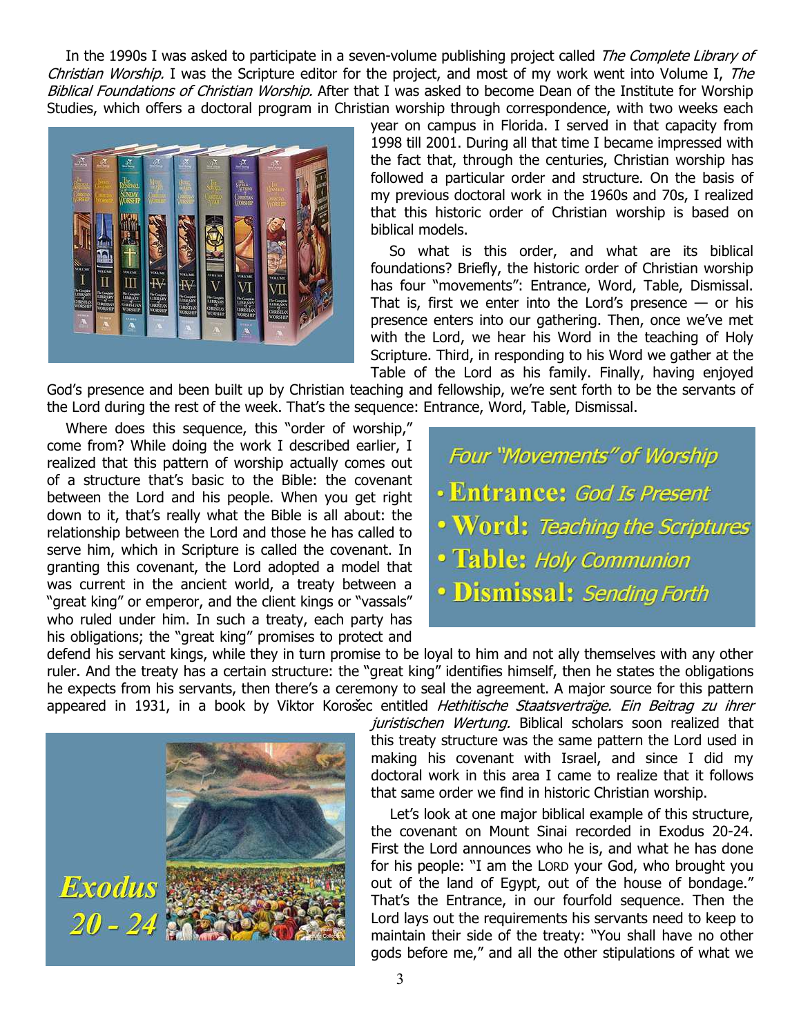In the 1990s I was asked to participate in a seven-volume publishing project called *The Complete Library of Christian Worship.* I was the Scripture editor for the project, and most of my work went into Volume I, *The Biblical Foundations of Christian Worship.* After that I was asked to become Dean of the Institute for Worship Studies, which offers a doctoral program in Christian worship through correspondence, with two weeks each year on campus in Florida. I served in that capacity from 1998 till 2001. During all that time I became impressed with the fact that, through the centuries, Christian worship has followed a particular order and structure. On the basis of my previous doctoral work in the 1960s and 70s, I realized that this historic order of Christian worship is based on biblical models.

So what is this order, and what are its biblical foundations? Briefly, the historic order of Christian worship has four "movements": Entrance, Word, Table, Dismissal. That is, first we enter into the Lord's presence — or his presence enters into our gathering. Then, once we've met with the Lord, we hear his Word in the teaching of Holy Scripture. Third, in responding to his Word we gather at the Table of the Lord as his family. Finally, having enjoyed God's presence and been built up by Christian teaching and fellowship, we're sent forth to be the servants of the Lord during the rest of the week. That's the sequence: Entrance, Word, Table, Dismissal.

*Four "Movements" of Worship*

- **Entrance:** *God Is Present*
- **Word:** *Teaching the Scriptures*
- **Table:** *Holy Communion*
- **Dismissal:** *Sending Forth*

Where does this sequence, this "order of worship," come from? While doing the work I described earlier, I realized that this pattern of worship actually comes out of a structure that's basic to the Bible: the covenant between the Lord and his people. When you get right down to it, that's really what the Bible is all about: the relationship between the Lord and those he has called to serve him, which in Scripture is called the covenant. In granting this covenant, the Lord adopted a model that was current in the ancient world, a treaty between a "great king" or emperor, and the client kings or "vassals" who ruled under him. In such a treaty, each party has his obligations; the "great king" promises to protect and defend his servant kings, while they in turn promise to be loyal to him and not ally themselves with any other ruler. And the treaty has a certain structure: the "great king" identifies himself, then he states the obligations he expects from his servants, then there's a ceremony to seal the agreement. A major source for this pattern appeared in 1931, in a book by Viktor Korošec entitled *Hethitische Staatsverträge. Ein Beitrag zu ihrer juristischen Wertung.* Biblical scholars soon realized that this treaty structure was the same pattern the Lord used in making his covenant with Israel, and since I did my doctoral work in this area I came to realize that it follows that same order we find in historic Christian worship.

**Exodus 20 - 24**

Let's look at one major biblical example of this structure, the covenant on Mount Sinai recorded in Exodus 20-24. First the Lord announces who he is, and what he has done for his people: "I am the LORD your God, who brought you out of the land of Egypt, out of the house of bondage." That's the Entrance, in our fourfold sequence. Then the Lord lays out the requirements his servants need to keep to maintain their side of the treaty: "You shall have no other gods before me," and all the other stipulations of what we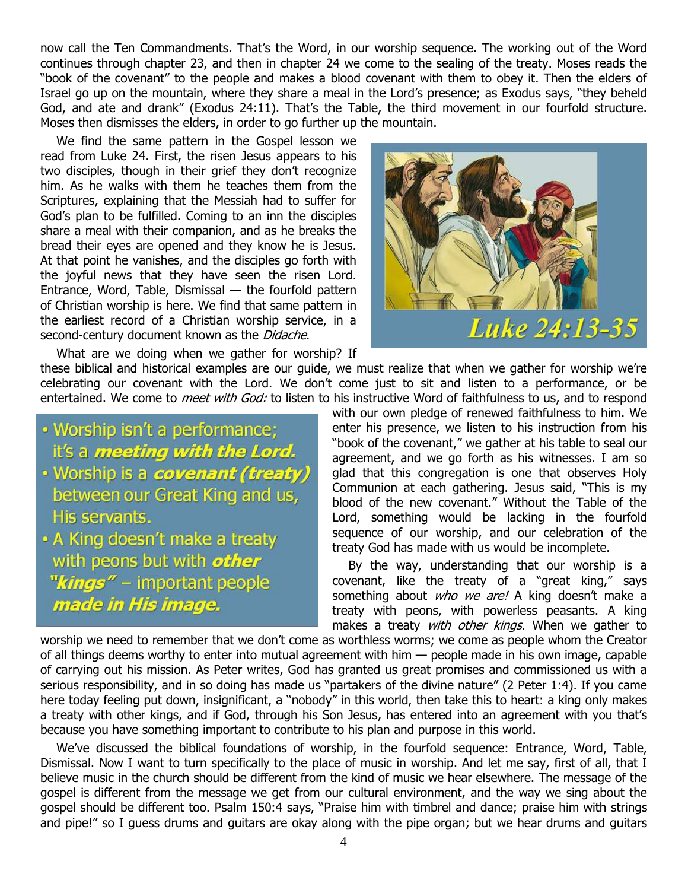now call the Ten Commandments. That's the Word, in our worship sequence. The working out of the Word continues through chapter 23, and then in chapter 24 we come to the sealing of the treaty. Moses reads the "book of the covenant" to the people and makes a blood covenant with them to obey it. Then the elders of Israel go up on the mountain, where they share a meal in the Lord's presence; as Exodus says, "they beheld God, and ate and drank" (Exodus 24:11). That's the Table, the third movement in our fourfold structure. Moses then dismisses the elders, in order to go further up the mountain.

We find the same pattern in the Gospel lesson we read from Luke 24. First, the risen Jesus appears to his two disciples, though in their grief they don't recognize him. As he walks with them he teaches them from the Scriptures, explaining that the Messiah had to suffer for God's plan to be fulfilled. Coming to an inn the disciples share a meal with their companion, and as he breaks the bread their eyes are opened and they know he is Jesus. At that point he vanishes, and the disciples go forth with the joyful news that they have seen the risen Lord. Entrance, Word, Table, Dismissal — the fourfold pattern of Christian worship is here. We find that same pattern in the earliest record of a Christian worship service, in a second-century document known as the *Didache*.

Luke 24:13-35

What are we doing when we gather for worship? If these biblical and historical examples are our guide, we must realize that when we gather for worship we're celebrating our covenant with the Lord. We don't come just to sit and listen to a performance, or be entertained. We come to *meet with God:* to listen to his instructive Word of faithfulness to us, and to respond with our own pledge of renewed faithfulness to him. We enter his presence, we listen to his instruction from his "book of the covenant," we gather at his table to seal our agreement, and we go forth as his witnesses. I am so glad that this congregation is one that observes Holy Communion at each gathering. Jesus said, "This is my blood of the new covenant." Without the Table of the Lord, something would be lacking in the fourfold sequence of our worship, and our celebration of the treaty God has made with us would be incomplete.

- Worship isn't a performance; it's a ***meeting with the Lord.***
- Worship is a ***covenant (treaty)*** between our Great King and us, His servants.
- A King doesn't make a treaty with peons but with ***other "kings"*** – important people ***made in His image.***

By the way, understanding that our worship is a covenant, like the treaty of a "great king," says something about *who we are!* A king doesn't make a treaty with peons, with powerless peasants. A king makes a treaty *with other kings*. When we gather to worship we need to remember that we don't come as worthless worms; we come as people whom the Creator of all things deems worthy to enter into mutual agreement with him — people made in his own image, capable of carrying out his mission. As Peter writes, God has granted us great promises and commissioned us with a serious responsibility, and in so doing has made us "partakers of the divine nature" (2 Peter 1:4). If you came here today feeling put down, insignificant, a "nobody" in this world, then take this to heart: a king only makes a treaty with other kings, and if God, through his Son Jesus, has entered into an agreement with you that's because you have something important to contribute to his plan and purpose in this world.

We've discussed the biblical foundations of worship, in the fourfold sequence: Entrance, Word, Table, Dismissal. Now I want to turn specifically to the place of music in worship. And let me say, first of all, that I believe music in the church should be different from the kind of music we hear elsewhere. The message of the gospel is different from the message we get from our cultural environment, and the way we sing about the gospel should be different too. Psalm 150:4 says, "Praise him with timbrel and dance; praise him with strings and pipe!" so I guess drums and guitars are okay along with the pipe organ; but we hear drums and guitars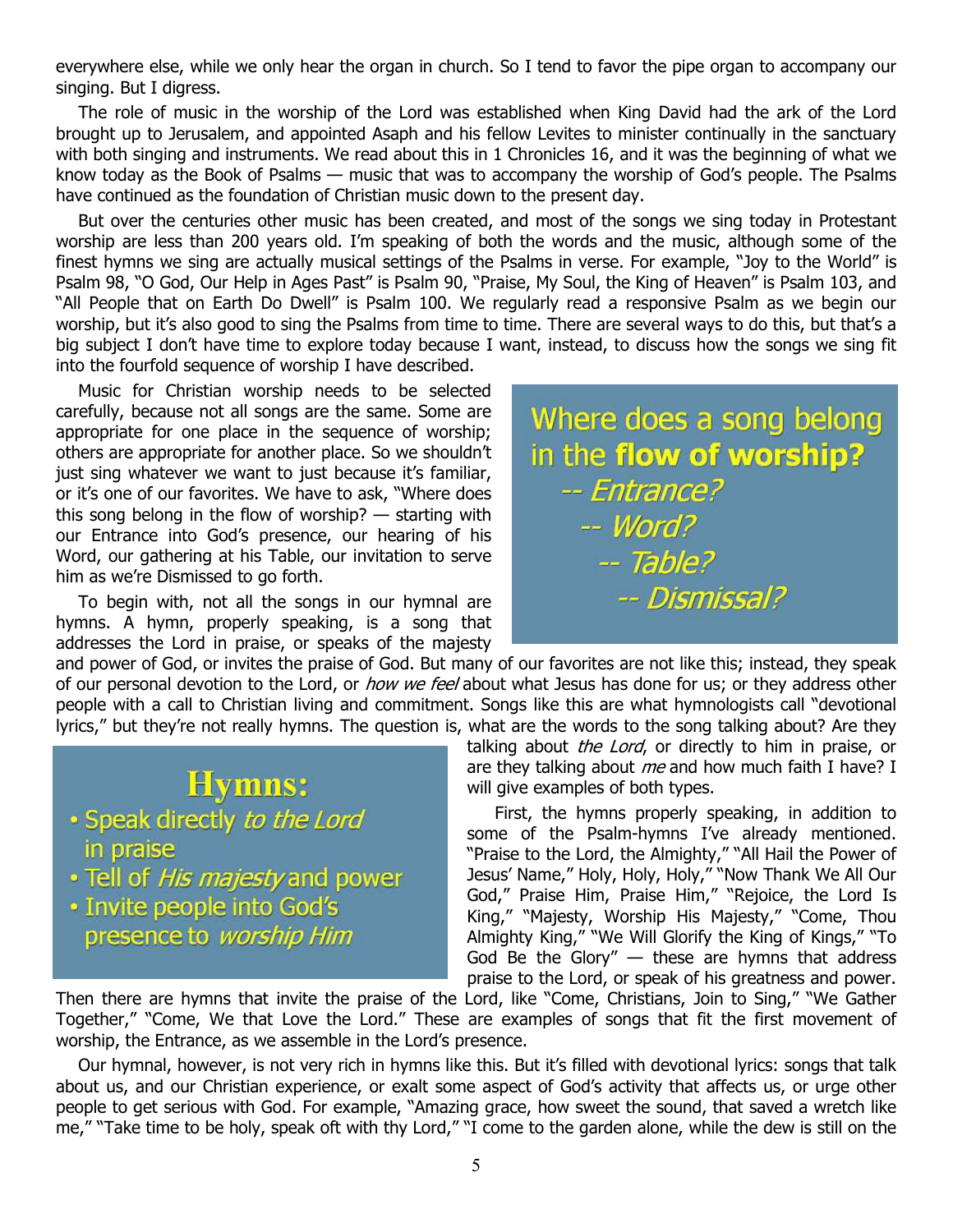everywhere else, while we only hear the organ in church. So I tend to favor the pipe organ to accompany our singing. But I digress.

The role of music in the worship of the Lord was established when King David had the ark of the Lord brought up to Jerusalem, and appointed Asaph and his fellow Levites to minister continually in the sanctuary with both singing and instruments. We read about this in 1 Chronicles 16, and it was the beginning of what we know today as the Book of Psalms — music that was to accompany the worship of God's people. The Psalms have continued as the foundation of Christian music down to the present day.

But over the centuries other music has been created, and most of the songs we sing today in Protestant worship are less than 200 years old. I'm speaking of both the words and the music, although some of the finest hymns we sing are actually musical settings of the Psalms in verse. For example, "Joy to the World" is Psalm 98, "O God, Our Help in Ages Past" is Psalm 90, "Praise, My Soul, the King of Heaven" is Psalm 103, and "All People that on Earth Do Dwell" is Psalm 100. We regularly read a responsive Psalm as we begin our worship, but it's also good to sing the Psalms from time to time. There are several ways to do this, but that's a big subject I don't have time to explore today because I want, instead, to discuss how the songs we sing fit into the fourfold sequence of worship I have described.

Music for Christian worship needs to be selected carefully, because not all songs are the same. Some are appropriate for one place in the sequence of worship; others are appropriate for another place. So we shouldn't just sing whatever we want to just because it's familiar, or it's one of our favorites. We have to ask, "Where does this song belong in the flow of worship? — starting with our Entrance into God's presence, our hearing of his Word, our gathering at his Table, our invitation to serve him as we're Dismissed to go forth.

> Where does a song belong in the **flow of worship?**
> -- *Entrance?*
> -- *Word?*
> -- *Table?*
> -- *Dismissal?*

To begin with, not all the songs in our hymnal are hymns. A hymn, properly speaking, is a song that addresses the Lord in praise, or speaks of the majesty and power of God, or invites the praise of God. But many of our favorites are not like this; instead, they speak of our personal devotion to the Lord, or *how we feel* about what Jesus has done for us; or they address other people with a call to Christian living and commitment. Songs like this are what hymnologists call "devotional lyrics," but they're not really hymns. The question is, what are the words to the song talking about? Are they talking about *the Lord*, or directly to him in praise, or are they talking about *me* and how much faith I have? I will give examples of both types.

> **Hymns:**
> - Speak directly *to the Lord* in praise
> - Tell of *His majesty* and power
> - Invite people into God's presence to *worship Him*

First, the hymns properly speaking, in addition to some of the Psalm-hymns I've already mentioned. "Praise to the Lord, the Almighty," "All Hail the Power of Jesus' Name," Holy, Holy, Holy," "Now Thank We All Our God," Praise Him, Praise Him," "Rejoice, the Lord Is King," "Majesty, Worship His Majesty," "Come, Thou Almighty King," "We Will Glorify the King of Kings," "To God Be the Glory" — these are hymns that address praise to the Lord, or speak of his greatness and power. Then there are hymns that invite the praise of the Lord, like "Come, Christians, Join to Sing," "We Gather Together," "Come, We that Love the Lord." These are examples of songs that fit the first movement of worship, the Entrance, as we assemble in the Lord's presence.

Our hymnal, however, is not very rich in hymns like this. But it's filled with devotional lyrics: songs that talk about us, and our Christian experience, or exalt some aspect of God's activity that affects us, or urge other people to get serious with God. For example, "Amazing grace, how sweet the sound, that saved a wretch like me," "Take time to be holy, speak oft with thy Lord," "I come to the garden alone, while the dew is still on the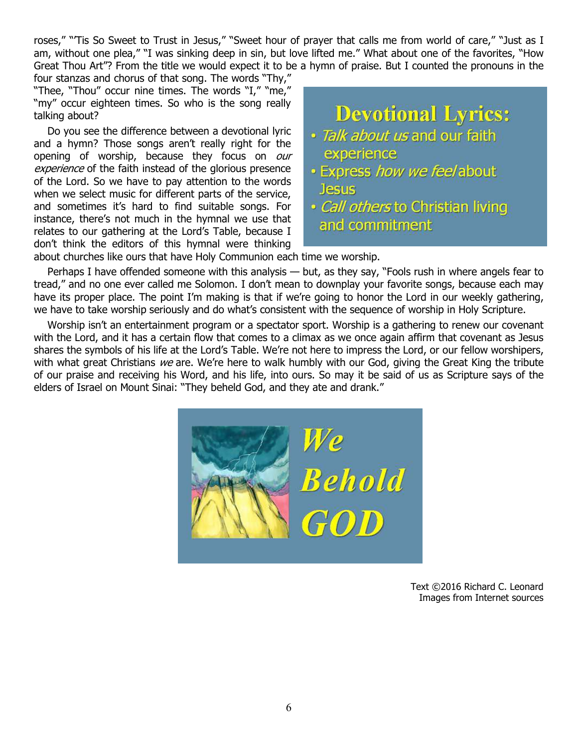roses," "'Tis So Sweet to Trust in Jesus," "Sweet hour of prayer that calls me from world of care," "Just as I am, without one plea," "I was sinking deep in sin, but love lifted me." What about one of the favorites, "How Great Thou Art"? From the title we would expect it to be a hymn of praise. But I counted the pronouns in the four stanzas and chorus of that song. The words "Thy," "Thee, "Thou" occur nine times. The words "I," "me," "my" occur eighteen times. So who is the song really talking about?

Do you see the difference between a devotional lyric and a hymn? Those songs aren't really right for the opening of worship, because they focus on *our experience* of the faith instead of the glorious presence of the Lord. So we have to pay attention to the words when we select music for different parts of the service, and sometimes it's hard to find suitable songs. For instance, there's not much in the hymnal we use that relates to our gathering at the Lord's Table, because I don't think the editors of this hymnal were thinking about churches like ours that have Holy Communion each time we worship.

**Devotional Lyrics:**

- *Talk about us* and our faith experience
- Express *how we feel* about Jesus
- *Call others* to Christian living and commitment

Perhaps I have offended someone with this analysis — but, as they say, "Fools rush in where angels fear to tread," and no one ever called me Solomon. I don't mean to downplay your favorite songs, because each may have its proper place. The point I'm making is that if we're going to honor the Lord in our weekly gathering, we have to take worship seriously and do what's consistent with the sequence of worship in Holy Scripture.

Worship isn't an entertainment program or a spectator sport. Worship is a gathering to renew our covenant with the Lord, and it has a certain flow that comes to a climax as we once again affirm that covenant as Jesus shares the symbols of his life at the Lord's Table. We're not here to impress the Lord, or our fellow worshipers, with what great Christians *we* are. We're here to walk humbly with our God, giving the Great King the tribute of our praise and receiving his Word, and his life, into ours. So may it be said of us as Scripture says of the elders of Israel on Mount Sinai: "They beheld God, and they ate and drank."

We Behold GOD

Text ©2016 Richard C. Leonard
Images from Internet sources